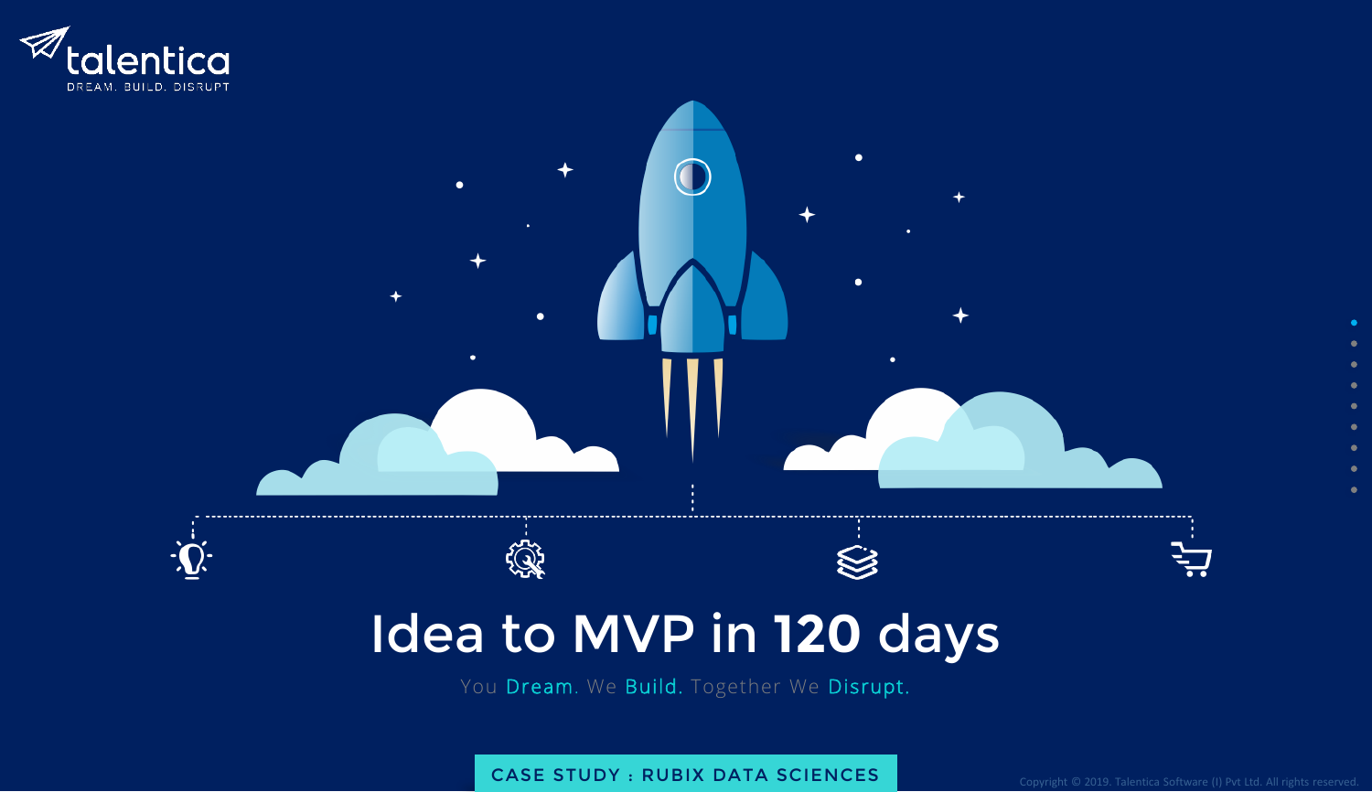talentica

DREAM. BUILD. DISRUPT

# Idea to MVP in 120 days

You Dream. We Build. Together We Disrupt.

CASE STUDY : RUBIX DATA SCIENCES

Copyright © 2019. Talentica Software (I) Pvt Ltd. All rights reserved.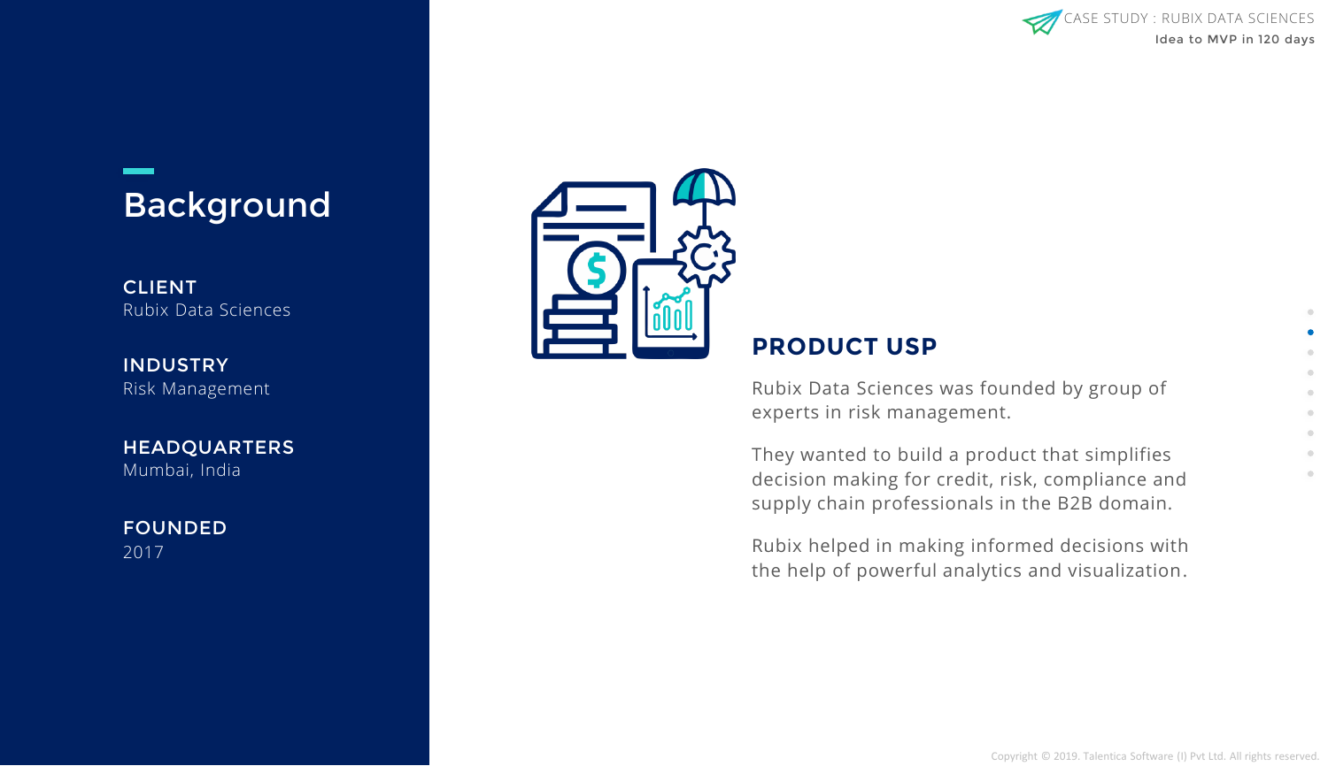# Background

**CLIENT**
Rubix Data Sciences

**INDUSTRY**
Risk Management

**HEADQUARTERS**
Mumbai, India

**FOUNDED**
2017

## PRODUCT USP

Rubix Data Sciences was founded by group of experts in risk management.

They wanted to build a product that simplifies decision making for credit, risk, compliance and supply chain professionals in the B2B domain.

Rubix helped in making informed decisions with the help of powerful analytics and visualization.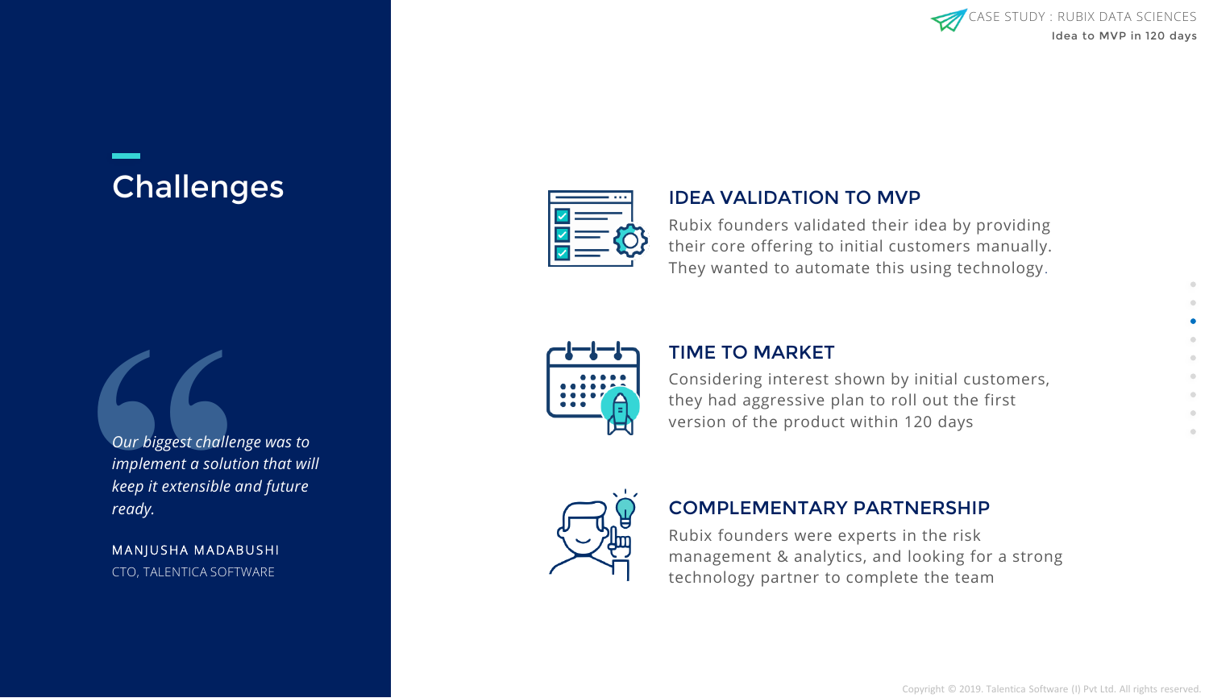# Challenges

> *Our biggest challenge was to implement a solution that will keep it extensible and future ready.*

MANJUSHA MADABUSHI
CTO, TALENTICA SOFTWARE

## IDEA VALIDATION TO MVP

Rubix founders validated their idea by providing their core offering to initial customers manually. They wanted to automate this using technology.

## TIME TO MARKET

Considering interest shown by initial customers, they had aggressive plan to roll out the first version of the product within 120 days

## COMPLEMENTARY PARTNERSHIP

Rubix founders were experts in the risk management & analytics, and looking for a strong technology partner to complete the team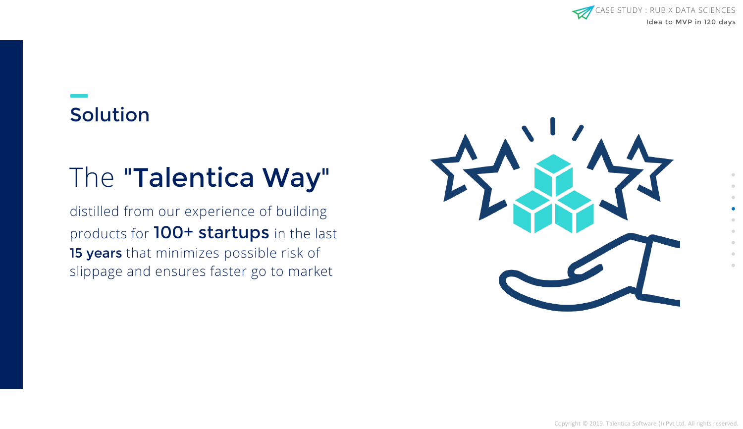## Solution

# The "**Talentica Way**"

distilled from our experience of building products for **100+ startups** in the last **15 years** that minimizes possible risk of slippage and ensures faster go to market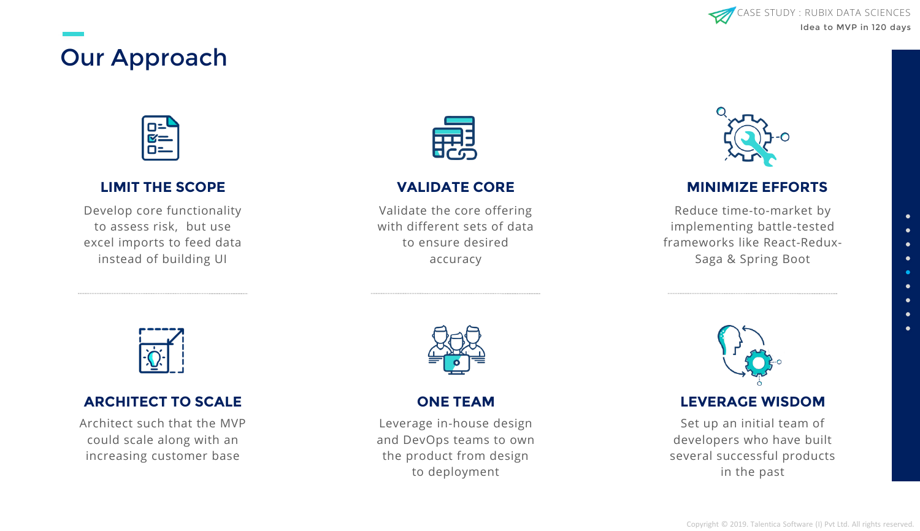# Our Approach

### LIMIT THE SCOPE

Develop core functionality to assess risk, but use excel imports to feed data instead of building UI

### VALIDATE CORE

Validate the core offering with different sets of data to ensure desired accuracy

### MINIMIZE EFFORTS

Reduce time-to-market by implementing battle-tested frameworks like React-Redux-Saga & Spring Boot

### ARCHITECT TO SCALE

Architect such that the MVP could scale along with an increasing customer base

### ONE TEAM

Leverage in-house design and DevOps teams to own the product from design to deployment

### LEVERAGE WISDOM

Set up an initial team of developers who have built several successful products in the past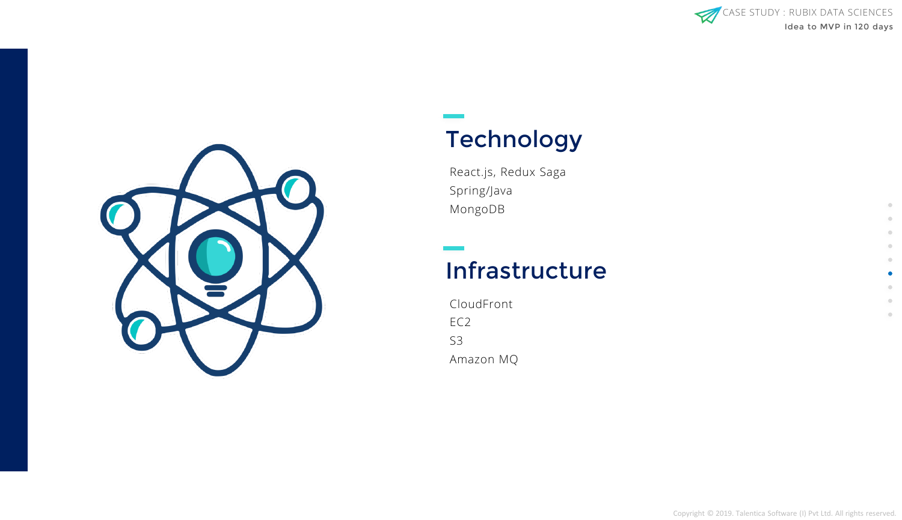## Technology

- React.js, Redux Saga
- Spring/Java
- MongoDB

## Infrastructure

- CloudFront
- EC2
- S3
- Amazon MQ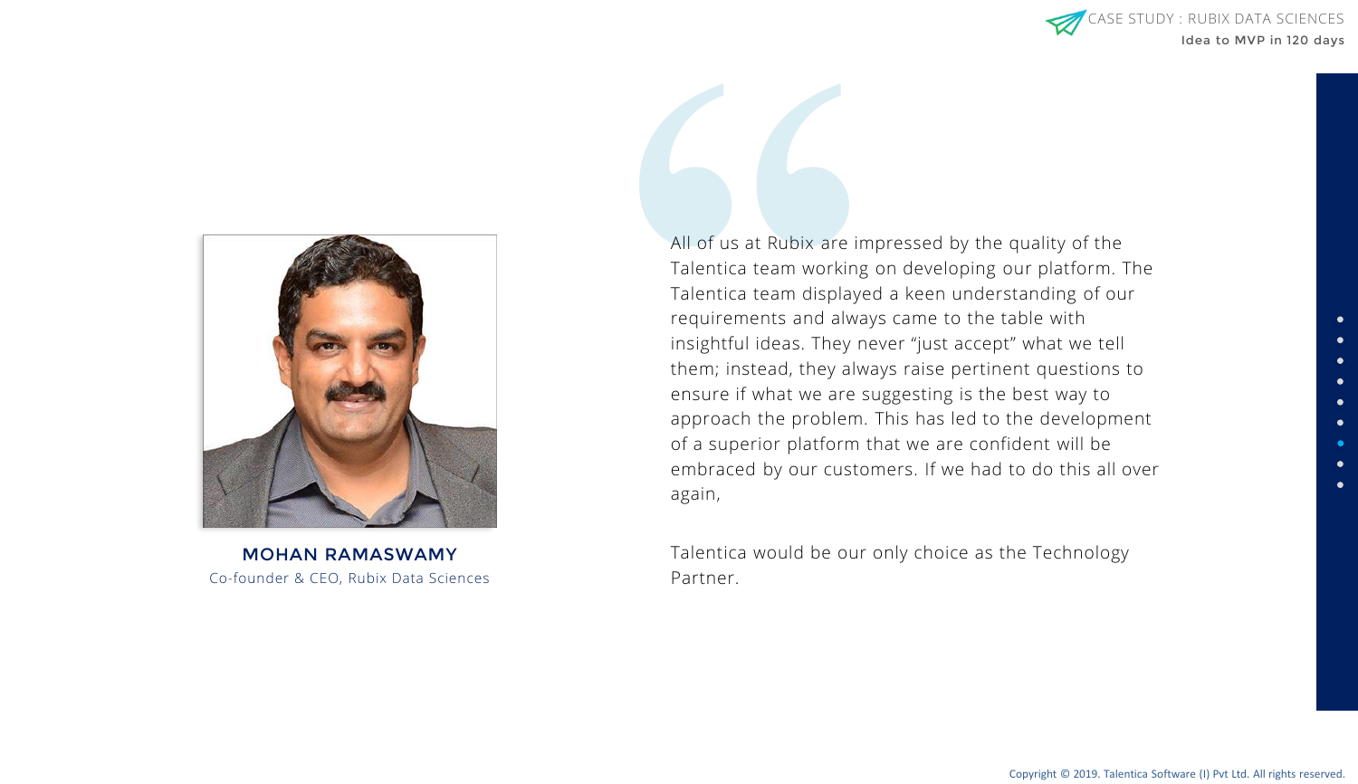All of us at Rubix are impressed by the quality of the Talentica team working on developing our platform. The Talentica team displayed a keen understanding of our requirements and always came to the table with insightful ideas. They never "just accept" what we tell them; instead, they always raise pertinent questions to ensure if what we are suggesting is the best way to approach the problem. This has led to the development of a superior platform that we are confident will be embraced by our customers. If we had to do this all over again,

Talentica would be our only choice as the Technology Partner.

**MOHAN RAMASWAMY**
Co-founder & CEO, Rubix Data Sciences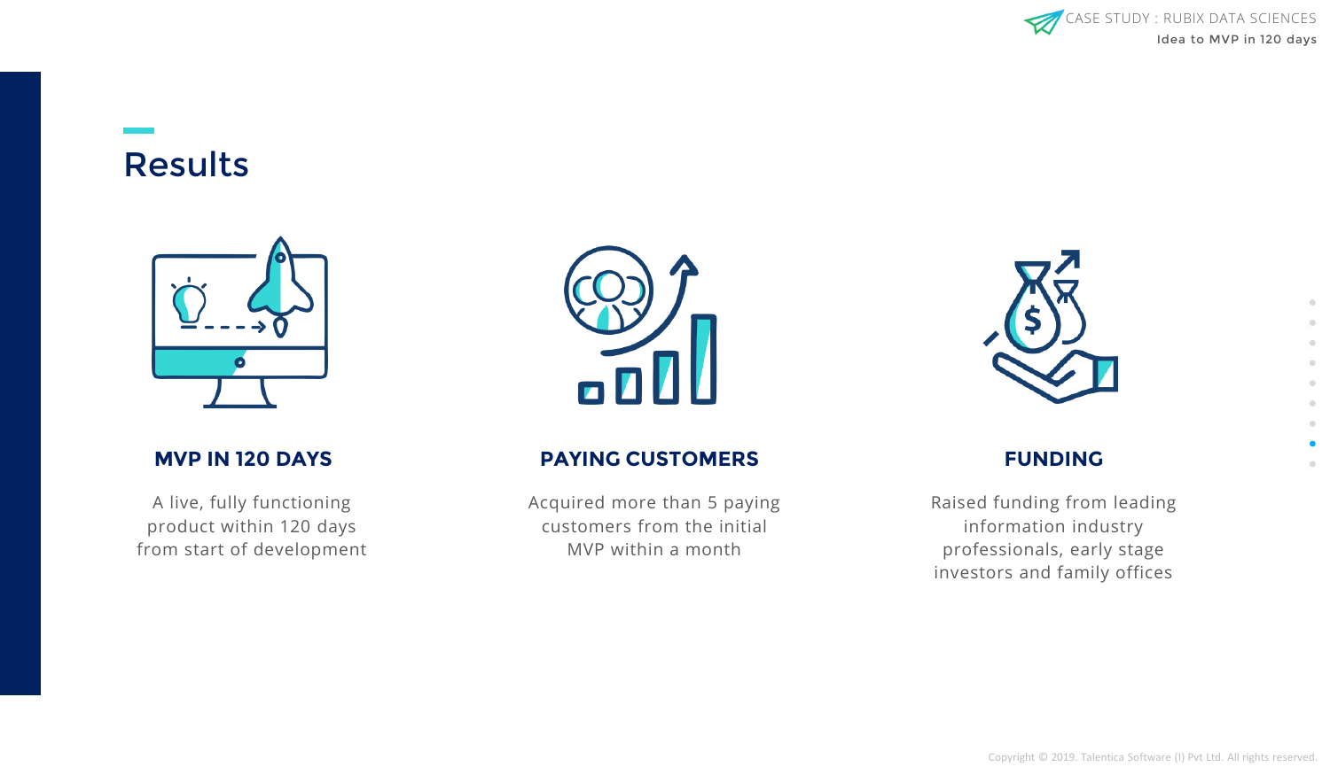# Results

### MVP IN 120 DAYS

A live, fully functioning product within 120 days from start of development

### PAYING CUSTOMERS

Acquired more than 5 paying customers from the initial MVP within a month

### FUNDING

Raised funding from leading information industry professionals, early stage investors and family offices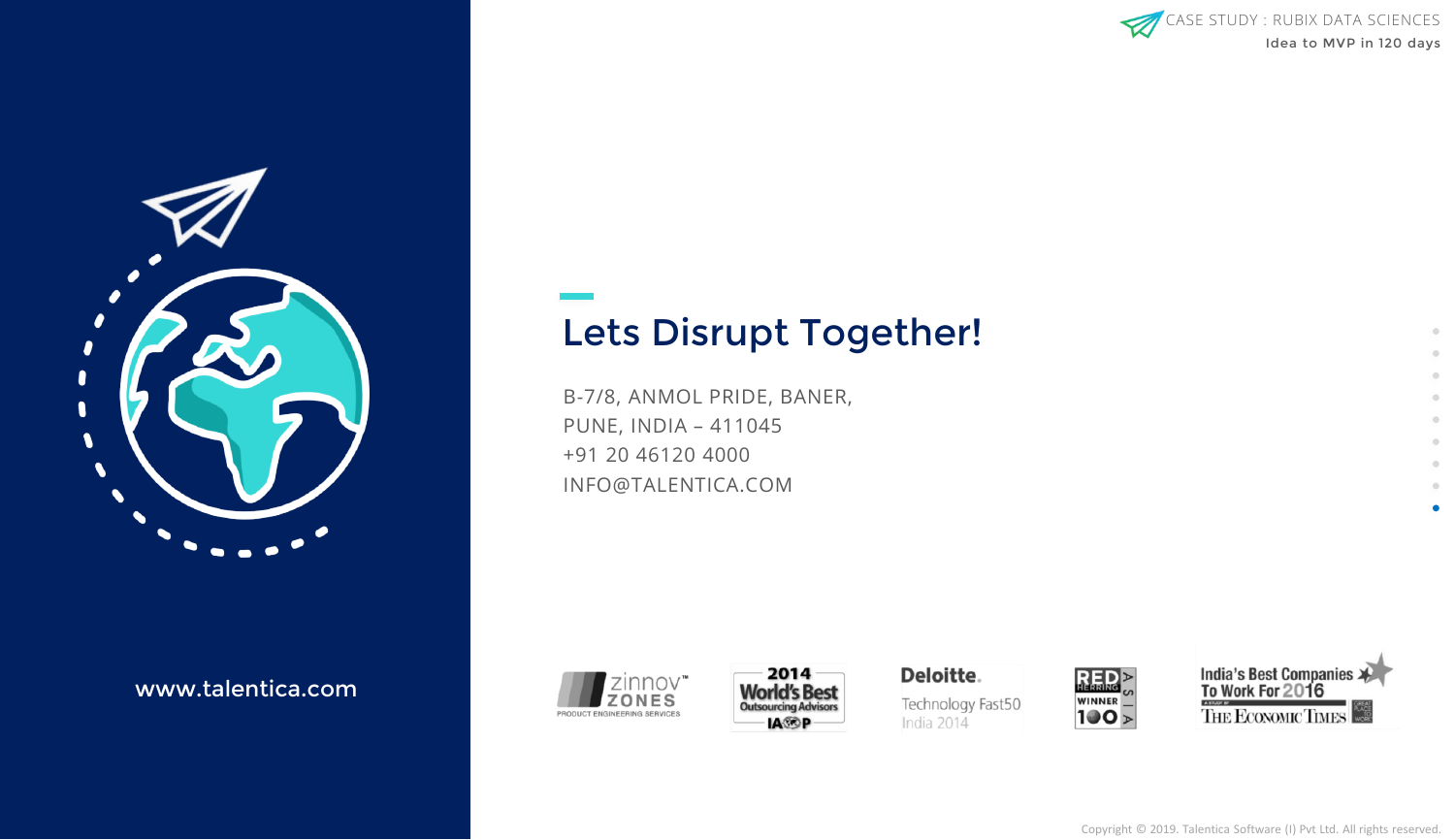# Lets Disrupt Together!

B-7/8, ANMOL PRIDE, BANER,
PUNE, INDIA – 411045
+91 20 46120 4000
INFO@TALENTICA.COM

www.talentica.com

zinnov ZONES PRODUCT ENGINEERING SERVICES

2014 World's Best Outsourcing Advisors IAOP

Deloitte. Technology Fast50 India 2014

RED HERRING ASIA WINNER 100

India's Best Companies To Work For 2016 THE ECONOMIC TIMES

Copyright © 2019. Talentica Software (I) Pvt Ltd. All rights reserved.